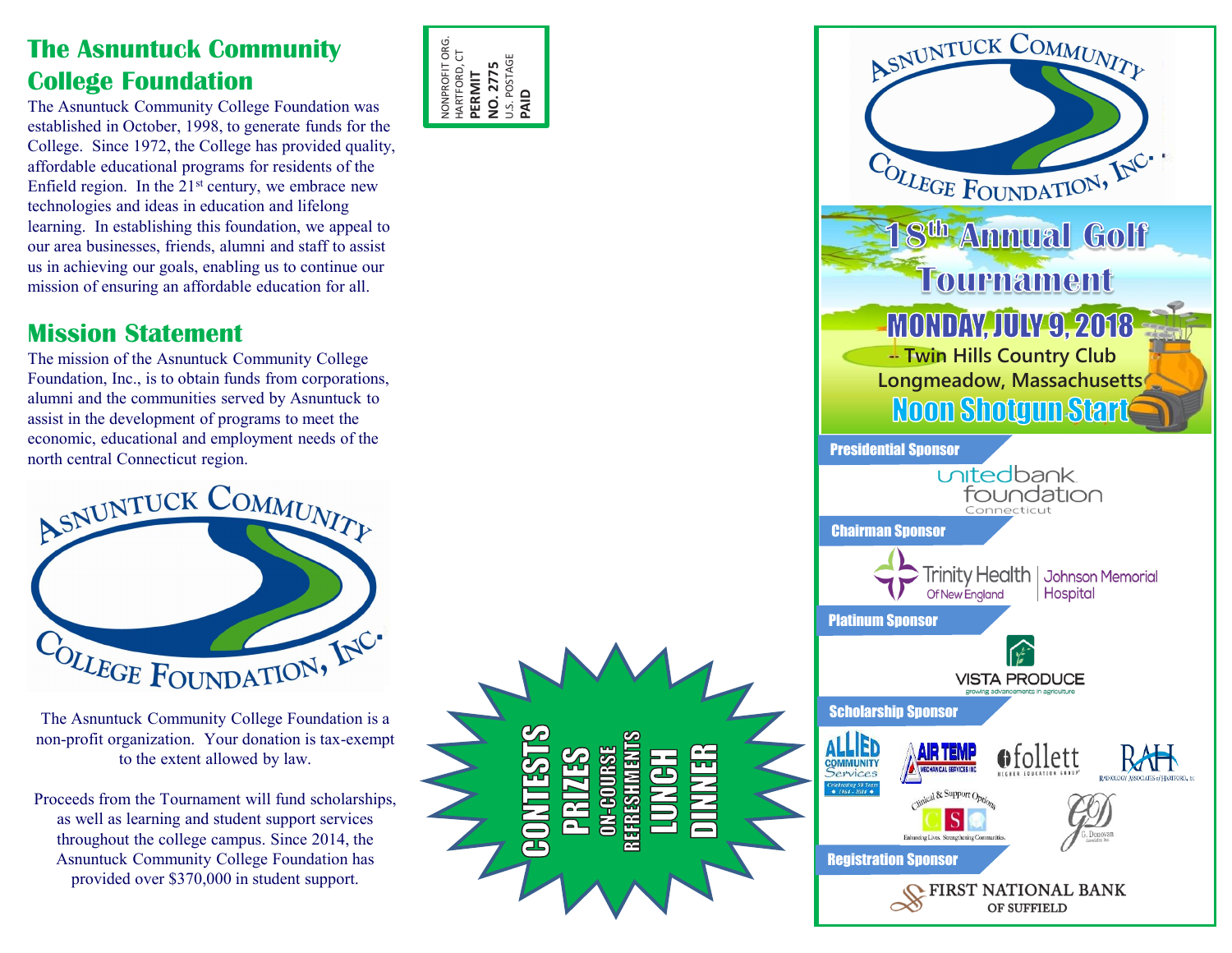## The Asnuntuck Community College Foundation

The Asnuntuck Community College Foundation was established in October, 1998, to generate funds for the College. Since 1972, the College has provided quality, affordable educational programs for residents of the Enfield region. In the 21st century, we embrace new technologies and ideas in education and lifelong learning. In establishing this foundation, we appeal to our area businesses, friends, alumni and staff to assist us in achieving our goals, enabling us to continue our mission of ensuring an affordable education for all.

## Mission Statement

The mission of the Asnuntuck Community College Foundation, Inc., is to obtain funds from corporations, alumni and the communities served by Asnuntuck to assist in the development of programs to meet the economic, educational and employment needs of the north central Connecticut region.

Asnuntuck Community College Foundation, Inc.

The Asnuntuck Community College Foundation is a non-profit organization. Your donation is tax-exempt to the extent allowed by law.

Proceeds from the Tournament will fund scholarships, as well as learning and student support services throughout the college campus. Since 2014, the Asnuntuck Community College Foundation has provided over $370,000 in student support.

NONPROFIT ORG.
HARTFORD, CT
**PERMIT**
**NO. 2775**
U.S. POSTAGE
**PAID**

CONTESTS
PRIZES
ON-COURSE REFRESHMENTS
LUNCH
DINNER

Asnuntuck Community College Foundation, Inc.

# 18th Annual Golf Tournament

## MONDAY, JULY 9, 2018

**Twin Hills Country Club**
**Longmeadow, Massachusetts**

## Noon Shotgun Start

**Presidential Sponsor**

unitedbank foundation Connecticut

**Chairman Sponsor**

Trinity Health Of New England | Johnson Memorial Hospital

**Platinum Sponsor**

VISTA PRODUCE – growing advancements in agriculture

**Scholarship Sponsor**

Allied Community Services – Celebrating 50 Years 1964 – 2014

Air Temp Mechanical Services Inc

follett Higher Education Group

RAH – Radiology Associates of Hartford, P.C.

Clinical & Support Options – Enhancing Lives. Strengthening Communities.

G. Donovan Associates Inc.

**Registration Sponsor**

First National Bank of Suffield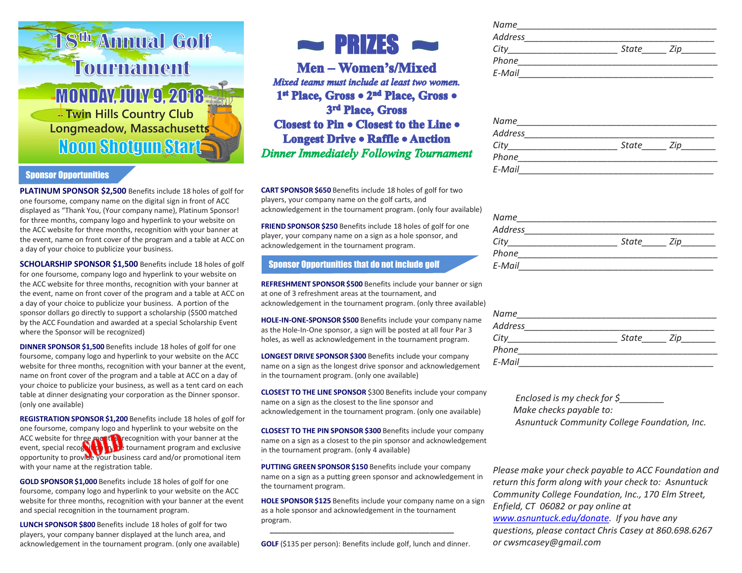# 18th Annual Golf Tournament

## MONDAY, JULY 9, 2018

Twin Hills Country Club
Longmeadow, Massachusetts

**Noon Shotgun Start**

## ~ PRIZES ~

**Men – Women's/Mixed**

*Mixed teams must include at least two women.*

**1st Place, Gross • 2nd Place, Gross • 3rd Place, Gross**

**Closest to Pin • Closest to the Line • Longest Drive • Raffle • Auction**

***Dinner Immediately Following Tournament***

### Sponsor Opportunities

**PLATINUM SPONSOR $2,500** Benefits include 18 holes of golf for one foursome, company name on the digital sign in front of ACC displayed as "Thank You, (Your company name), Platinum Sponsor! for three months, company logo and hyperlink to your website on the ACC website for three months, recognition with your banner at the event, name on front cover of the program and a table at ACC on a day of your choice to publicize your business.

**SCHOLARSHIP SPONSOR $1,500** Benefits include 18 holes of golf for one foursome, company logo and hyperlink to your website on the ACC website for three months, recognition with your banner at the event, name on front cover of the program and a table at ACC on a day of your choice to publicize your business. A portion of the sponsor dollars go directly to support a scholarship ($500 matched by the ACC Foundation and awarded at a special Scholarship Event where the Sponsor will be recognized)

**DINNER SPONSOR $1,500** Benefits include 18 holes of golf for one foursome, company logo and hyperlink to your website on the ACC website for three months, recognition with your banner at the event, name on front cover of the program and a table at ACC on a day of your choice to publicize your business, as well as a tent card on each table at dinner designating your corporation as the Dinner sponsor. (only one available)

**REGISTRATION SPONSOR $1,200** Benefits include 18 holes of golf for one foursome, company logo and hyperlink to your website on the ACC website for three months, recognition with your banner at the event, special recognition in the tournament program and exclusive opportunity to provide your business card and/or promotional item with your name at the registration table. SOLD

**GOLD SPONSOR $1,000** Benefits include 18 holes of golf for one foursome, company logo and hyperlink to your website on the ACC website for three months, recognition with your banner at the event and special recognition in the tournament program.

**LUNCH SPONSOR $800** Benefits include 18 holes of golf for two players, your company banner displayed at the lunch area, and acknowledgement in the tournament program. (only one available)

**CART SPONSOR $650** Benefits include 18 holes of golf for two players, your company name on the golf carts, and acknowledgement in the tournament program. (only four available)

**FRIEND SPONSOR $250** Benefits include 18 holes of golf for one player, your company name on a sign as a hole sponsor, and acknowledgement in the tournament program.

### Sponsor Opportunities that do not include golf

**REFRESHMENT SPONSOR $500** Benefits include your banner or sign at one of 3 refreshment areas at the tournament, and acknowledgement in the tournament program. (only three available)

**HOLE-IN-ONE-SPONSOR $500** Benefits include your company name as the Hole-In-One sponsor, a sign will be posted at all four Par 3 holes, as well as acknowledgement in the tournament program.

**LONGEST DRIVE SPONSOR $300** Benefits include your company name on a sign as the longest drive sponsor and acknowledgement in the tournament program. (only one available)

**CLOSEST TO THE LINE SPONSOR** $300 Benefits include your company name on a sign as the closest to the line sponsor and acknowledgement in the tournament program. (only one available)

**CLOSEST TO THE PIN SPONSOR $300** Benefits include your company name on a sign as a closest to the pin sponsor and acknowledgement in the tournament program. (only 4 available)

**PUTTING GREEN SPONSOR $150** Benefits include your company name on a sign as a putting green sponsor and acknowledgement in the tournament program.

**HOLE SPONSOR $125** Benefits include your company name on a sign as a hole sponsor and acknowledgement in the tournament program.

______________________________________________

**GOLF** ($135 per person): Benefits include golf, lunch and dinner.

*Name*__________________________________________
*Address*________________________________________
*City*______________________ *State*_____ *Zip*_______
*Phone*__________________________________________
*E-Mail*_________________________________________

*Name*__________________________________________
*Address*________________________________________
*City*______________________ *State*_____ *Zip*_______
*Phone*__________________________________________
*E-Mail*_________________________________________

*Name*__________________________________________
*Address*________________________________________
*City*______________________ *State*_____ *Zip*_______
*Phone*__________________________________________
*E-Mail*_________________________________________

*Name*__________________________________________
*Address*________________________________________
*City*______________________ *State*_____ *Zip*_______
*Phone*__________________________________________
*E-Mail*_________________________________________

*Enclosed is my check for $_________*
*Make checks payable to:*
*Asnuntuck Community College Foundation, Inc.*

*Please make your check payable to ACC Foundation and return this form along with your check to: Asnuntuck Community College Foundation, Inc., 170 Elm Street, Enfield, CT 06082 or pay online at [www.asnuntuck.edu/donate](www.asnuntuck.edu/donate). If you have any questions, please contact Chris Casey at 860.698.6267 or cwsmcasey@gmail.com*